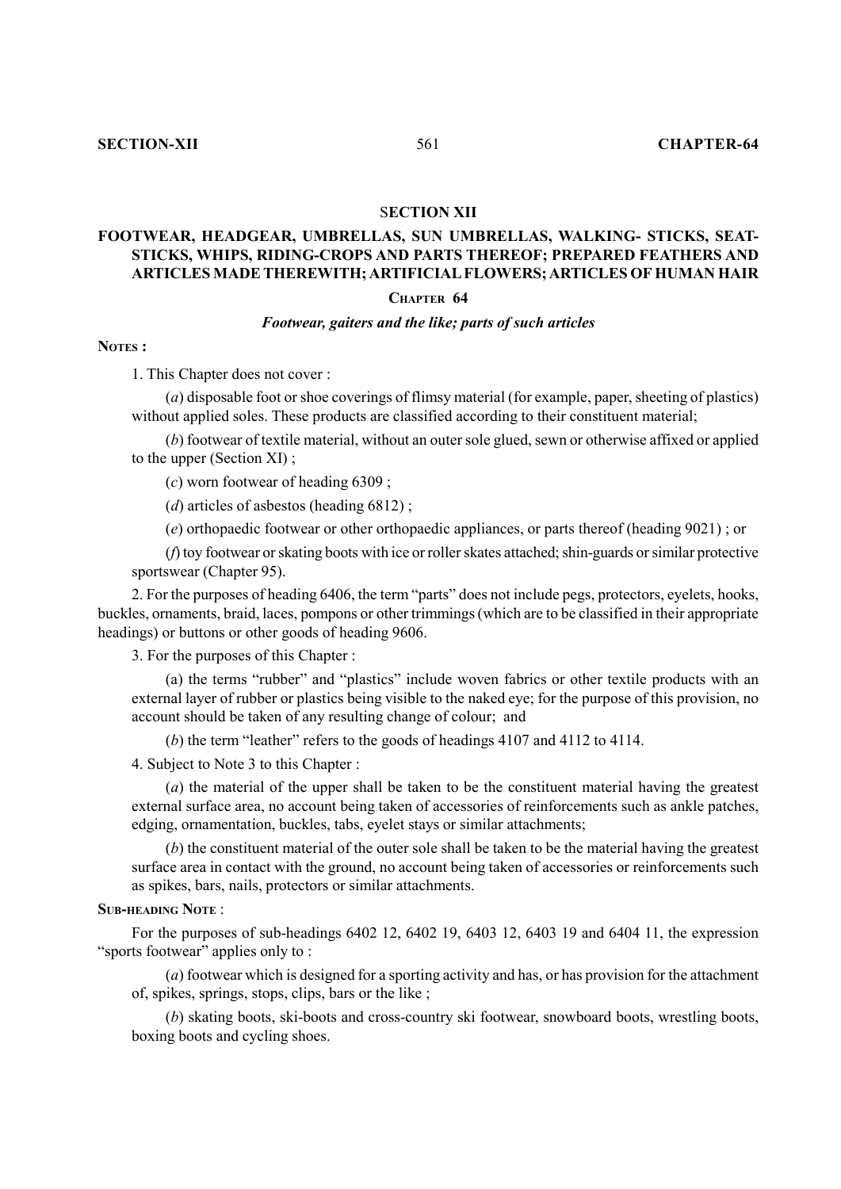# SECTION XII

## FOOTWEAR, HEADGEAR, UMBRELLAS, SUN UMBRELLAS, WALKING- STICKS, SEAT-STICKS, WHIPS, RIDING-CROPS AND PARTS THEREOF; PREPARED FEATHERS AND ARTICLES MADE THEREWITH; ARTIFICIAL FLOWERS; ARTICLES OF HUMAN HAIR

## CHAPTER 64

### *Footwear, gaiters and the like; parts of such articles*

**NOTES :**

1. This Chapter does not cover :

(*a*) disposable foot or shoe coverings of flimsy material (for example, paper, sheeting of plastics) without applied soles. These products are classified according to their constituent material;

(*b*) footwear of textile material, without an outer sole glued, sewn or otherwise affixed or applied to the upper (Section XI) ;

(*c*) worn footwear of heading 6309 ;

(*d*) articles of asbestos (heading 6812) ;

(*e*) orthopaedic footwear or other orthopaedic appliances, or parts thereof (heading 9021) ; or

(*f*) toy footwear or skating boots with ice or roller skates attached; shin-guards or similar protective sportswear (Chapter 95).

2. For the purposes of heading 6406, the term "parts" does not include pegs, protectors, eyelets, hooks, buckles, ornaments, braid, laces, pompons or other trimmings (which are to be classified in their appropriate headings) or buttons or other goods of heading 9606.

3. For the purposes of this Chapter :

(a) the terms "rubber" and "plastics" include woven fabrics or other textile products with an external layer of rubber or plastics being visible to the naked eye; for the purpose of this provision, no account should be taken of any resulting change of colour; and

(*b*) the term "leather" refers to the goods of headings 4107 and 4112 to 4114.

4. Subject to Note 3 to this Chapter :

(*a*) the material of the upper shall be taken to be the constituent material having the greatest external surface area, no account being taken of accessories of reinforcements such as ankle patches, edging, ornamentation, buckles, tabs, eyelet stays or similar attachments;

(*b*) the constituent material of the outer sole shall be taken to be the material having the greatest surface area in contact with the ground, no account being taken of accessories or reinforcements such as spikes, bars, nails, protectors or similar attachments.

**SUB-HEADING NOTE** :

For the purposes of sub-headings 6402 12, 6402 19, 6403 12, 6403 19 and 6404 11, the expression "sports footwear" applies only to :

(*a*) footwear which is designed for a sporting activity and has, or has provision for the attachment of, spikes, springs, stops, clips, bars or the like ;

(*b*) skating boots, ski-boots and cross-country ski footwear, snowboard boots, wrestling boots, boxing boots and cycling shoes.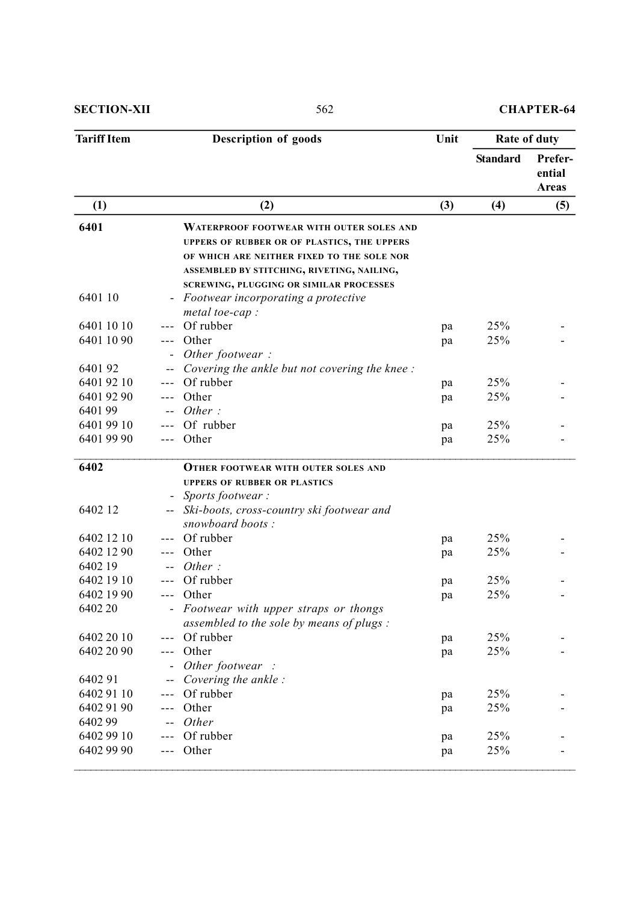| Tariff Item | Description of goods | Unit | Rate of duty | |
|---|---|---|---|---|
| | | | Standard | Preferential Areas |
| (1) | (2) | (3) | (4) | (5) |
| **6401** | **WATERPROOF FOOTWEAR WITH OUTER SOLES AND UPPERS OF RUBBER OR OF PLASTICS, THE UPPERS OF WHICH ARE NEITHER FIXED TO THE SOLE NOR ASSEMBLED BY STITCHING, RIVETING, NAILING, SCREWING, PLUGGING OR SIMILAR PROCESSES** | | | |
| 6401 10 | - *Footwear incorporating a protective metal toe-cap :* | | | |
| 6401 10 10 | --- Of rubber | pa | 25% | - |
| 6401 10 90 | --- Other | pa | 25% | - |
| | - *Other footwear :* | | | |
| 6401 92 | -- *Covering the ankle but not covering the knee :* | | | |
| 6401 92 10 | --- Of rubber | pa | 25% | - |
| 6401 92 90 | --- Other | pa | 25% | - |
| 6401 99 | -- *Other :* | | | |
| 6401 99 10 | --- Of rubber | pa | 25% | - |
| 6401 99 90 | --- Other | pa | 25% | - |
| **6402** | **OTHER FOOTWEAR WITH OUTER SOLES AND UPPERS OF RUBBER OR PLASTICS** | | | |
| | - *Sports footwear :* | | | |
| 6402 12 | -- *Ski-boots, cross-country ski footwear and snowboard boots :* | | | |
| 6402 12 10 | --- Of rubber | pa | 25% | - |
| 6402 12 90 | --- Other | pa | 25% | - |
| 6402 19 | -- *Other :* | | | |
| 6402 19 10 | --- Of rubber | pa | 25% | - |
| 6402 19 90 | --- Other | pa | 25% | - |
| 6402 20 | - *Footwear with upper straps or thongs assembled to the sole by means of plugs :* | | | |
| 6402 20 10 | --- Of rubber | pa | 25% | - |
| 6402 20 90 | --- Other | pa | 25% | - |
| | - *Other footwear :* | | | |
| 6402 91 | -- *Covering the ankle :* | | | |
| 6402 91 10 | --- Of rubber | pa | 25% | - |
| 6402 91 90 | --- Other | pa | 25% | - |
| 6402 99 | -- *Other* | | | |
| 6402 99 10 | --- Of rubber | pa | 25% | - |
| 6402 99 90 | --- Other | pa | 25% | - |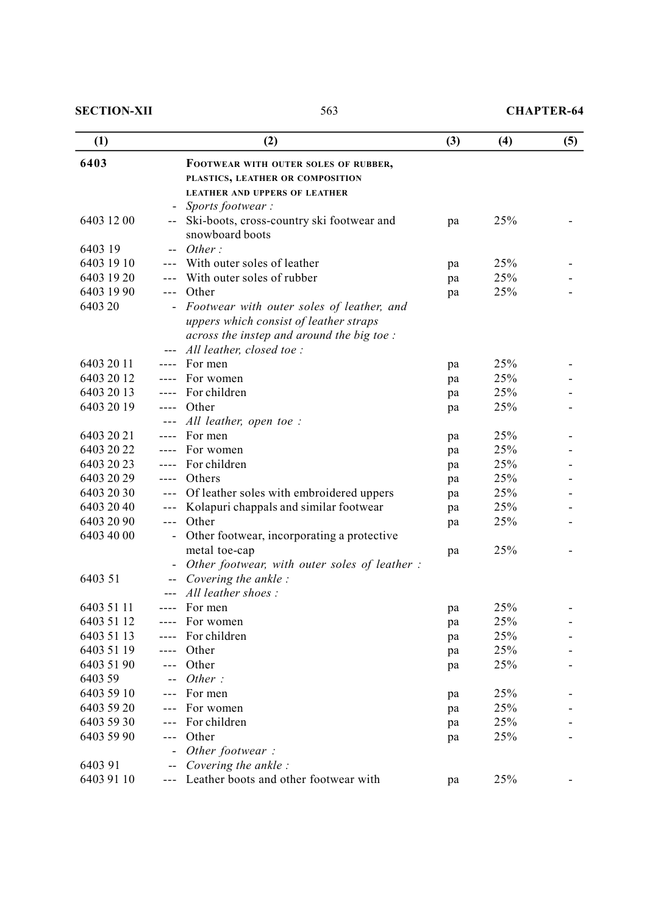| (1) | (2) | (3) | (4) | (5) |
|---|---|---|---|---|
| **6403** | **FOOTWEAR WITH OUTER SOLES OF RUBBER, PLASTICS, LEATHER OR COMPOSITION LEATHER AND UPPERS OF LEATHER** | | | |
| | - *Sports footwear :* | | | |
| 6403 12 00 | -- Ski-boots, cross-country ski footwear and snowboard boots | pa | 25% | - |
| 6403 19 | -- *Other :* | | | |
| 6403 19 10 | --- With outer soles of leather | pa | 25% | - |
| 6403 19 20 | --- With outer soles of rubber | pa | 25% | - |
| 6403 19 90 | --- Other | pa | 25% | - |
| 6403 20 | - *Footwear with outer soles of leather, and uppers which consist of leather straps across the instep and around the big toe :* | | | |
| | --- *All leather, closed toe :* | | | |
| 6403 20 11 | ---- For men | pa | 25% | - |
| 6403 20 12 | ---- For women | pa | 25% | - |
| 6403 20 13 | ---- For children | pa | 25% | - |
| 6403 20 19 | ---- Other | pa | 25% | - |
| | --- *All leather, open toe :* | | | |
| 6403 20 21 | ---- For men | pa | 25% | - |
| 6403 20 22 | ---- For women | pa | 25% | - |
| 6403 20 23 | ---- For children | pa | 25% | - |
| 6403 20 29 | ---- Others | pa | 25% | - |
| 6403 20 30 | --- Of leather soles with embroidered uppers | pa | 25% | - |
| 6403 20 40 | --- Kolapuri chappals and similar footwear | pa | 25% | - |
| 6403 20 90 | --- Other | pa | 25% | - |
| 6403 40 00 | - Other footwear, incorporating a protective metal toe-cap | pa | 25% | - |
| | - *Other footwear, with outer soles of leather :* | | | |
| 6403 51 | -- *Covering the ankle :* | | | |
| | --- *All leather shoes :* | | | |
| 6403 51 11 | ---- For men | pa | 25% | - |
| 6403 51 12 | ---- For women | pa | 25% | - |
| 6403 51 13 | ---- For children | pa | 25% | - |
| 6403 51 19 | ---- Other | pa | 25% | - |
| 6403 51 90 | --- Other | pa | 25% | - |
| 6403 59 | -- *Other :* | | | |
| 6403 59 10 | --- For men | pa | 25% | - |
| 6403 59 20 | --- For women | pa | 25% | - |
| 6403 59 30 | --- For children | pa | 25% | - |
| 6403 59 90 | --- Other | pa | 25% | - |
| | - *Other footwear :* | | | |
| 6403 91 | -- *Covering the ankle :* | | | |
| 6403 91 10 | --- Leather boots and other footwear with | pa | 25% | - |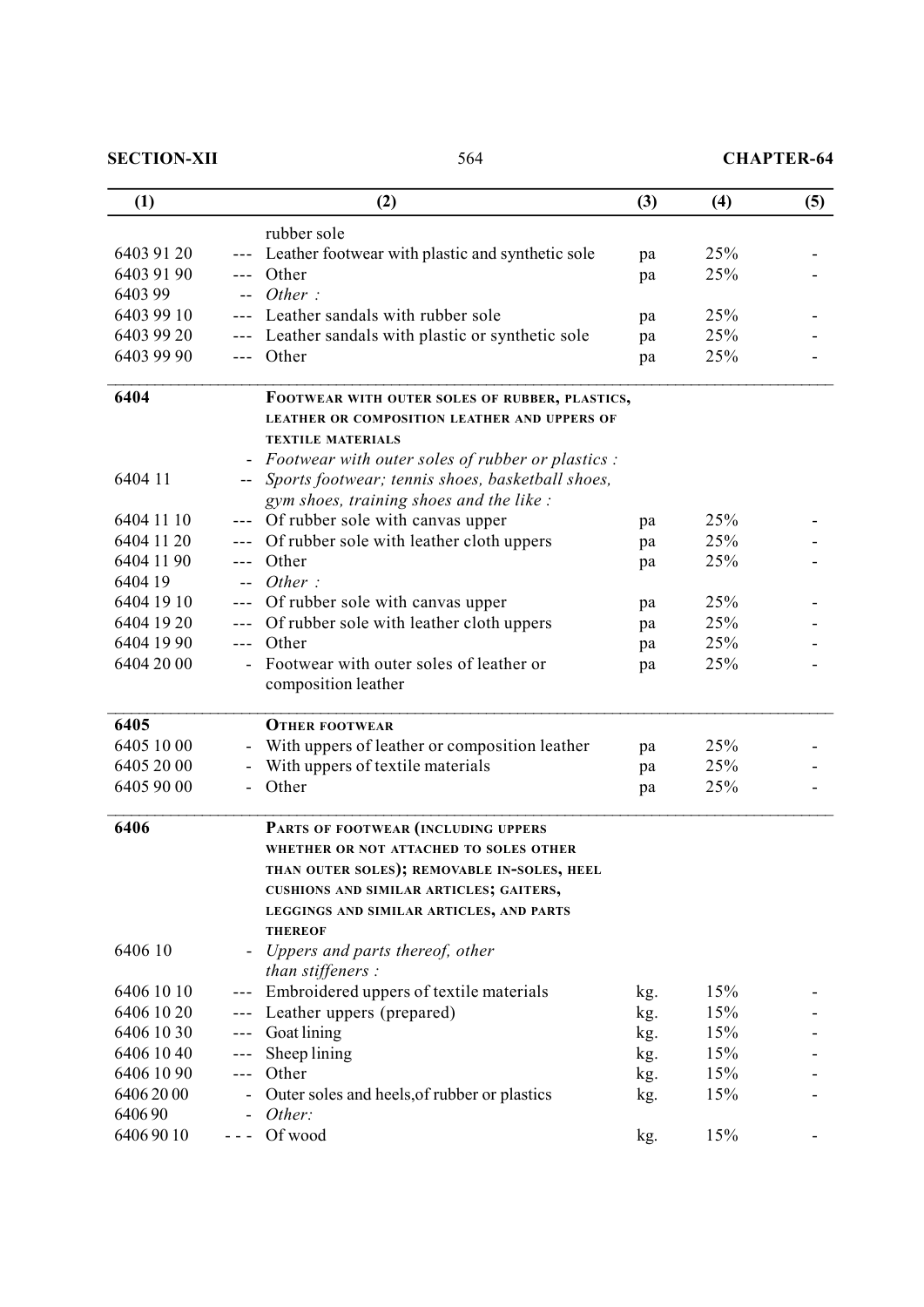| (1) | | (2) | (3) | (4) | (5) |
|---|---|---|---|---|---|
| | | rubber sole | | | |
| 6403 91 20 | --- | Leather footwear with plastic and synthetic sole | pa | 25% | - |
| 6403 91 90 | --- | Other | pa | 25% | - |
| 6403 99 | -- | *Other :* | | | |
| 6403 99 10 | --- | Leather sandals with rubber sole | pa | 25% | - |
| 6403 99 20 | --- | Leather sandals with plastic or synthetic sole | pa | 25% | - |
| 6403 99 90 | --- | Other | pa | 25% | - |
| **6404** | | **FOOTWEAR WITH OUTER SOLES OF RUBBER, PLASTICS, LEATHER OR COMPOSITION LEATHER AND UPPERS OF TEXTILE MATERIALS** | | | |
| | - | *Footwear with outer soles of rubber or plastics :* | | | |
| 6404 11 | -- | *Sports footwear; tennis shoes, basketball shoes, gym shoes, training shoes and the like :* | | | |
| 6404 11 10 | --- | Of rubber sole with canvas upper | pa | 25% | - |
| 6404 11 20 | --- | Of rubber sole with leather cloth uppers | pa | 25% | - |
| 6404 11 90 | --- | Other | pa | 25% | - |
| 6404 19 | -- | *Other :* | | | |
| 6404 19 10 | --- | Of rubber sole with canvas upper | pa | 25% | - |
| 6404 19 20 | --- | Of rubber sole with leather cloth uppers | pa | 25% | - |
| 6404 19 90 | --- | Other | pa | 25% | - |
| 6404 20 00 | - | Footwear with outer soles of leather or composition leather | pa | 25% | - |
| **6405** | | **OTHER FOOTWEAR** | | | |
| 6405 10 00 | - | With uppers of leather or composition leather | pa | 25% | - |
| 6405 20 00 | - | With uppers of textile materials | pa | 25% | - |
| 6405 90 00 | - | Other | pa | 25% | - |
| **6406** | | **PARTS OF FOOTWEAR (INCLUDING UPPERS WHETHER OR NOT ATTACHED TO SOLES OTHER THAN OUTER SOLES); REMOVABLE IN-SOLES, HEEL CUSHIONS AND SIMILAR ARTICLES; GAITERS, LEGGINGS AND SIMILAR ARTICLES, AND PARTS THEREOF** | | | |
| 6406 10 | - | *Uppers and parts thereof, other than stiffeners :* | | | |
| 6406 10 10 | --- | Embroidered uppers of textile materials | kg. | 15% | - |
| 6406 10 20 | --- | Leather uppers (prepared) | kg. | 15% | - |
| 6406 10 30 | --- | Goat lining | kg. | 15% | - |
| 6406 10 40 | --- | Sheep lining | kg. | 15% | - |
| 6406 10 90 | --- | Other | kg. | 15% | - |
| 6406 20 00 | - | Outer soles and heels,of rubber or plastics | kg. | 15% | - |
| 6406 90 | - | *Other:* | | | |
| 6406 90 10 | --- | Of wood | kg. | 15% | - |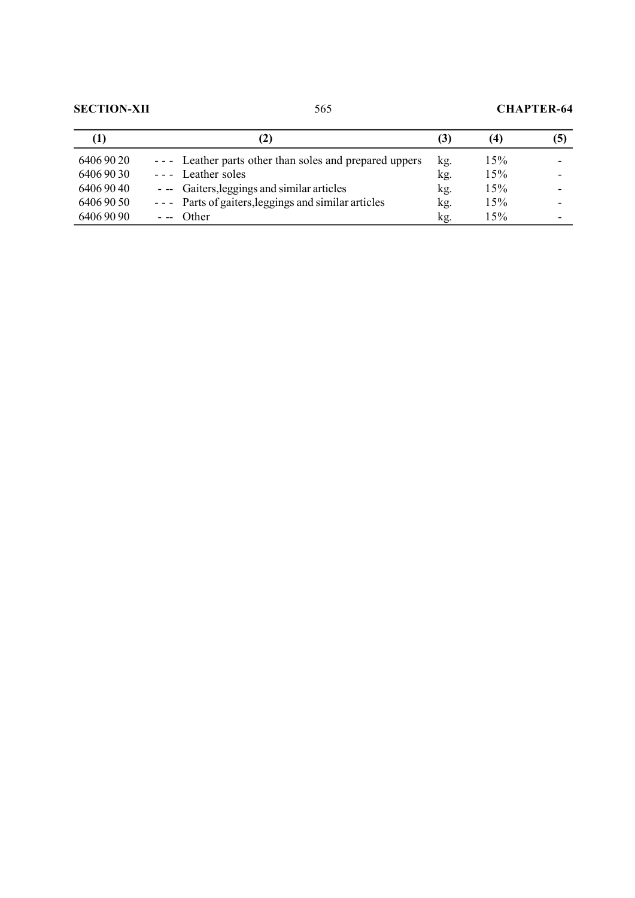| (1) | (2) | (3) | (4) | (5) |
|---|---|---|---|---|
| 6406 90 20 | - - - Leather parts other than soles and prepared uppers | kg. | 15% | - |
| 6406 90 30 | - - - Leather soles | kg. | 15% | - |
| 6406 90 40 | - -- Gaiters,leggings and similar articles | kg. | 15% | - |
| 6406 90 50 | - - - Parts of gaiters,leggings and similar articles | kg. | 15% | - |
| 6406 90 90 | - -- Other | kg. | 15% | - |